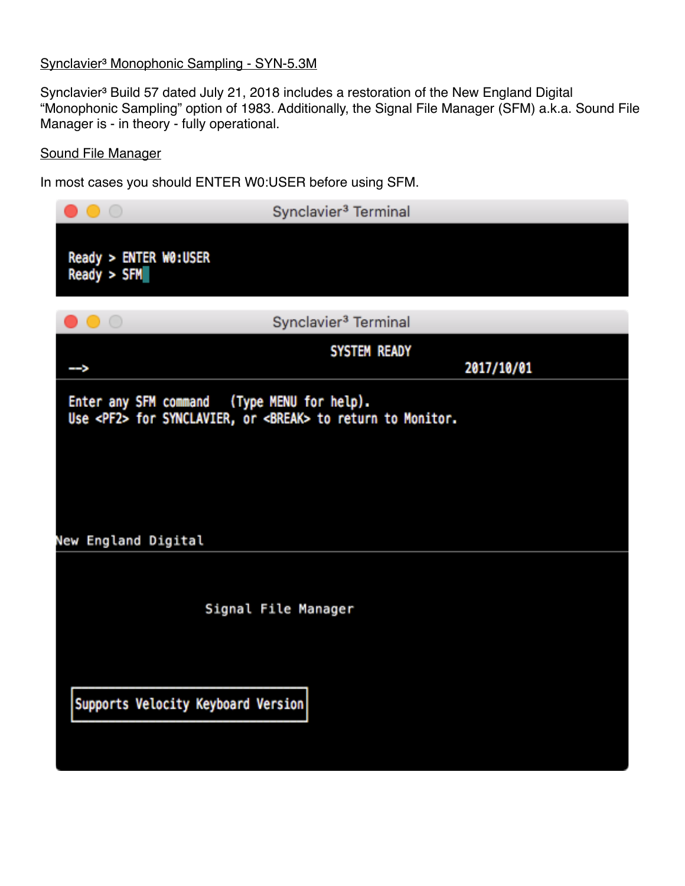## Synclavier³ Monophonic Sampling - SYN-5.3M

Synclavier³ Build 57 dated July 21, 2018 includes a restoration of the New England Digital "Monophonic Sampling" option of 1983. Additionally, the Signal File Manager (SFM) a.k.a. Sound File Manager is - in theory - fully operational.

### Sound File Manager

In most cases you should ENTER W0:USER before using SFM.

```
Synclavier³ Terminal

Ready > ENTER W0:USER
Ready > SFM
```

```
Synclavier³ Terminal

                              SYSTEM READY
-->                                                   2017/10/01

Enter any SFM command   (Type MENU for help).
Use <PF2> for SYNCLAVIER, or <BREAK> to return to Monitor.

New England Digital

                  Signal File Manager

 Supports Velocity Keyboard Version
```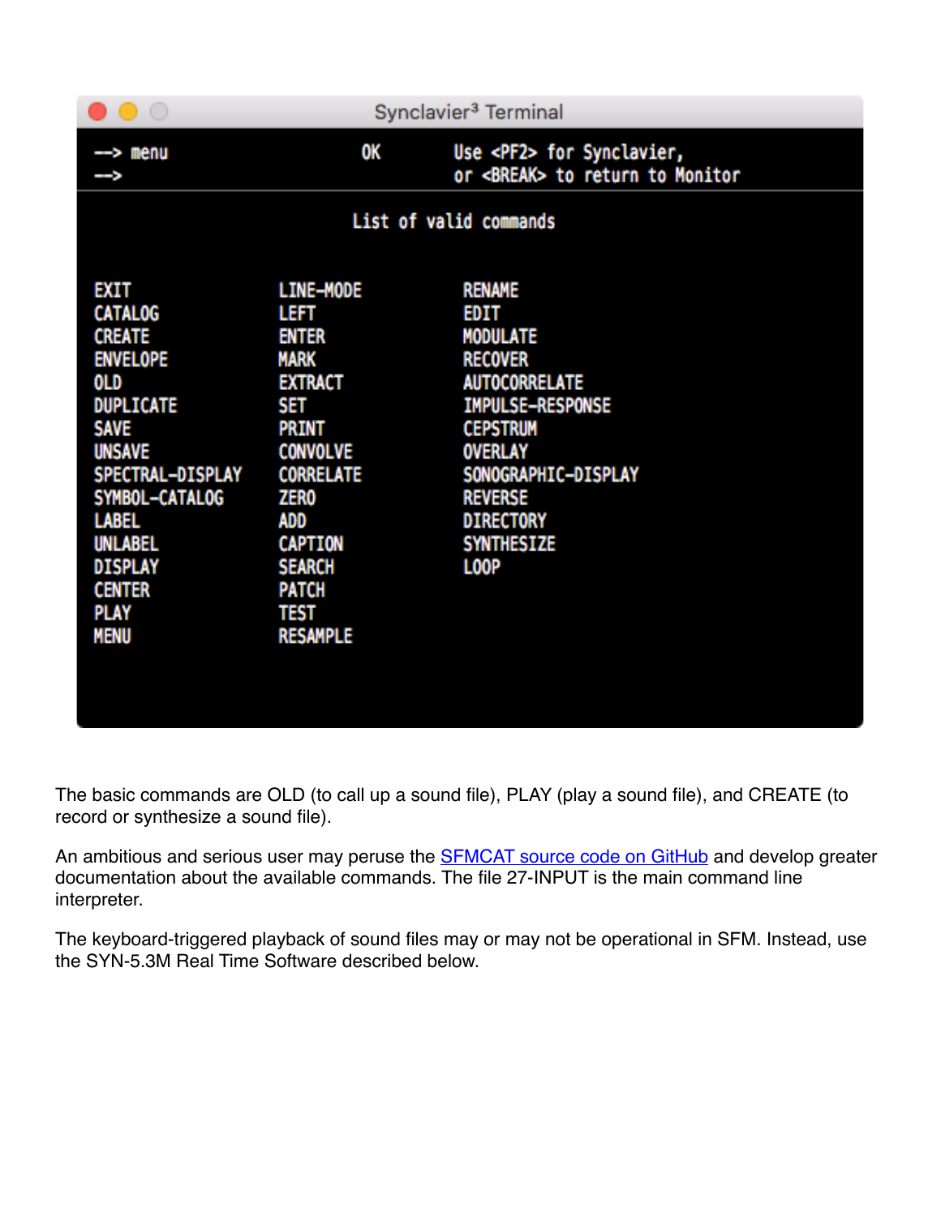```
--> menu                    OK        Use <PF2> for Synclavier,
-->                                   or <BREAK> to return to Monitor

                        List of valid commands

EXIT                LINE-MODE           RENAME
CATALOG             LEFT                EDIT
CREATE              ENTER               MODULATE
ENVELOPE            MARK                RECOVER
OLD                 EXTRACT             AUTOCORRELATE
DUPLICATE           SET                 IMPULSE-RESPONSE
SAVE                PRINT               CEPSTRUM
UNSAVE              CONVOLVE            OVERLAY
SPECTRAL-DISPLAY    CORRELATE           SONOGRAPHIC-DISPLAY
SYMBOL-CATALOG      ZERO                REVERSE
LABEL               ADD                 DIRECTORY
UNLABEL             CAPTION             SYNTHESIZE
DISPLAY             SEARCH              LOOP
CENTER              PATCH
PLAY                TEST
MENU                RESAMPLE
```

The basic commands are OLD (to call up a sound file), PLAY (play a sound file), and CREATE (to record or synthesize a sound file).

An ambitious and serious user may peruse the [SFMCAT source code on GitHub]() and develop greater documentation about the available commands. The file 27-INPUT is the main command line interpreter.

The keyboard-triggered playback of sound files may or may not be operational in SFM. Instead, use the SYN-5.3M Real Time Software described below.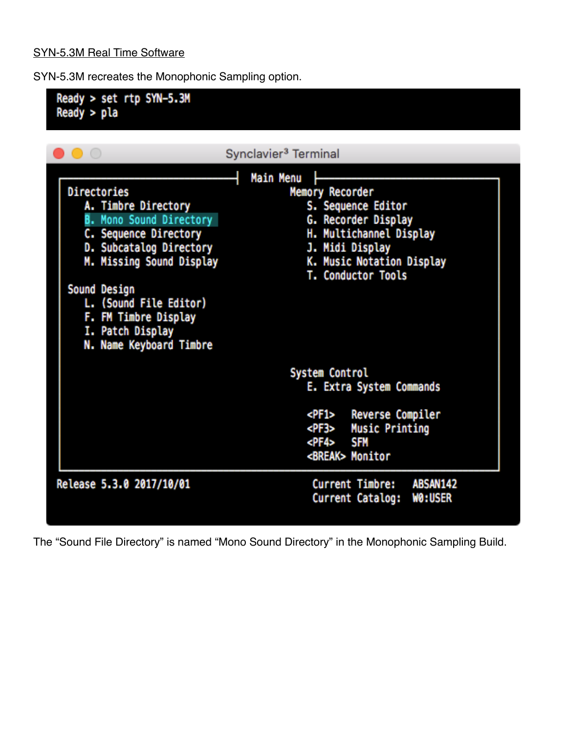<u>SYN-5.3M Real Time Software</u>

SYN-5.3M recreates the Monophonic Sampling option.

```
Ready > set rtp SYN-5.3M
Ready > pla
```

Synclavier³ Terminal

```
                              Main Menu
Directories                          Memory Recorder
   A. Timbre Directory                  S. Sequence Editor
   B. Mono Sound Directory              G. Recorder Display
   C. Sequence Directory                H. Multichannel Display
   D. Subcatalog Directory              J. Midi Display
   M. Missing Sound Display             K. Music Notation Display
                                        T. Conductor Tools
Sound Design
   L. (Sound File Editor)
   F. FM Timbre Display
   I. Patch Display
   N. Name Keyboard Timbre

                                     System Control
                                        E. Extra System Commands

                                        <PF1>   Reverse Compiler
                                        <PF3>   Music Printing
                                        <PF4>   SFM
                                        <BREAK> Monitor

Release 5.3.0 2017/10/01                Current Timbre:   ABSAN142
                                        Current Catalog:  W0:USER
```

The “Sound File Directory” is named “Mono Sound Directory” in the Monophonic Sampling Build.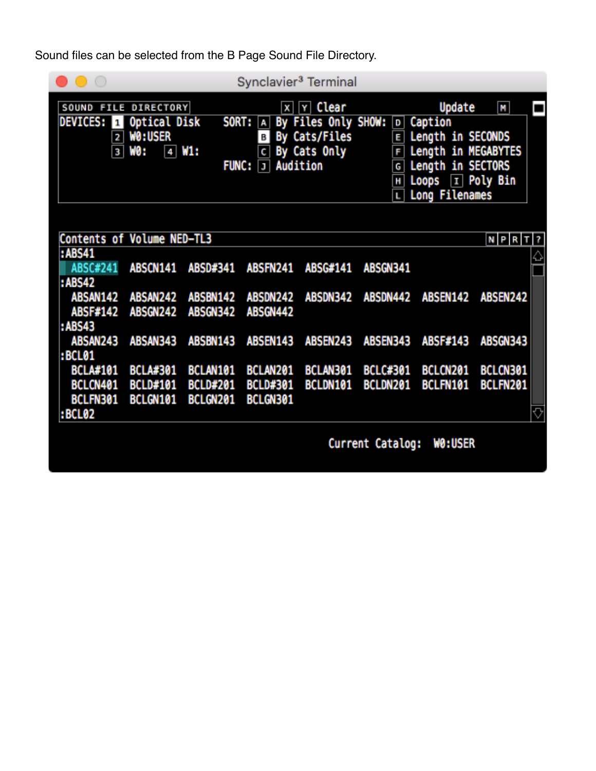Sound files can be selected from the B Page Sound File Directory.

```
SOUND FILE DIRECTORY                    X  Y  Clear              Update   M
DEVICES: 1 Optical Disk      SORT: A By Files Only SHOW: D Caption
         2 W0:USER                 B By Cats/Files       E Length in SECONDS
         3 W0:   4 W1:             C By Cats Only        F Length in MEGABYTES
                             FUNC: J Audition            G Length in SECTORS
                                                         H Loops  I Poly Bin
                                                         L Long Filenames

Contents of Volume NED-TL3                                          N P R T ?
:ABS41
  ABSC#241  ABSCN141  ABSD#341  ABSFN241  ABSG#141  ABSGN341
:ABS42
  ABSAN142  ABSAN242  ABSBN142  ABSDN242  ABSDN342  ABSDN442  ABSEN142  ABSEN242
  ABSF#142  ABSGN242  ABSGN342  ABSGN442
:ABS43
  ABSAN243  ABSAN343  ABSBN143  ABSEN143  ABSEN243  ABSEN343  ABSF#143  ABSGN343
:BCL01
  BCLA#101  BCLA#301  BCLAN101  BCLAN201  BCLAN301  BCLC#301  BCLCN201  BCLCN301
  BCLCN401  BCLD#101  BCLD#201  BCLD#301  BCLDN101  BCLDN201  BCLFN101  BCLFN201
  BCLFN301  BCLGN101  BCLGN201  BCLGN301
:BCL02

                                          Current Catalog:  W0:USER
```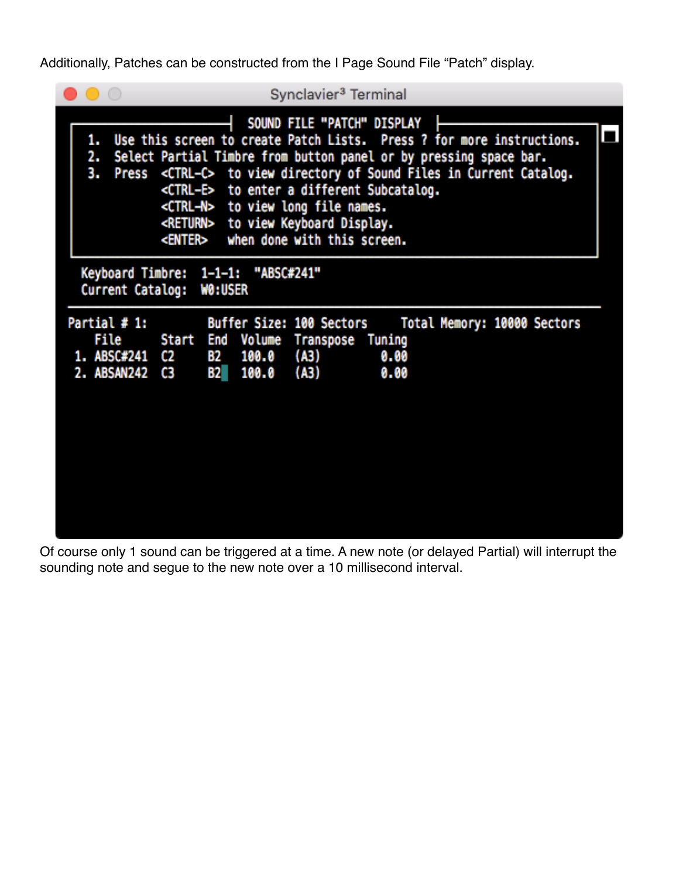Additionally, Patches can be constructed from the I Page Sound File “Patch” display.

```
Synclavier³ Terminal

                    SOUND FILE "PATCH" DISPLAY
 1.  Use this screen to create Patch Lists.  Press ? for more instructions.
 2.  Select Partial Timbre from button panel or by pressing space bar.
 3.  Press  <CTRL-C>  to view directory of Sound Files in Current Catalog.
            <CTRL-E>  to enter a different Subcatalog.
            <CTRL-N>  to view long file names.
            <RETURN>  to view Keyboard Display.
            <ENTER>   when done with this screen.

  Keyboard Timbre:  1-1-1:  "ABSC#241"
  Current Catalog:  W0:USER

Partial # 1:        Buffer Size: 100 Sectors     Total Memory: 10000 Sectors
    File      Start  End  Volume  Transpose  Tuning
 1. ABSC#241  C2     B2   100.0   (A3)         0.00
 2. ABSAN242  C3     B2   100.0   (A3)         0.00
```

Of course only 1 sound can be triggered at a time. A new note (or delayed Partial) will interrupt the sounding note and segue to the new note over a 10 millisecond interval.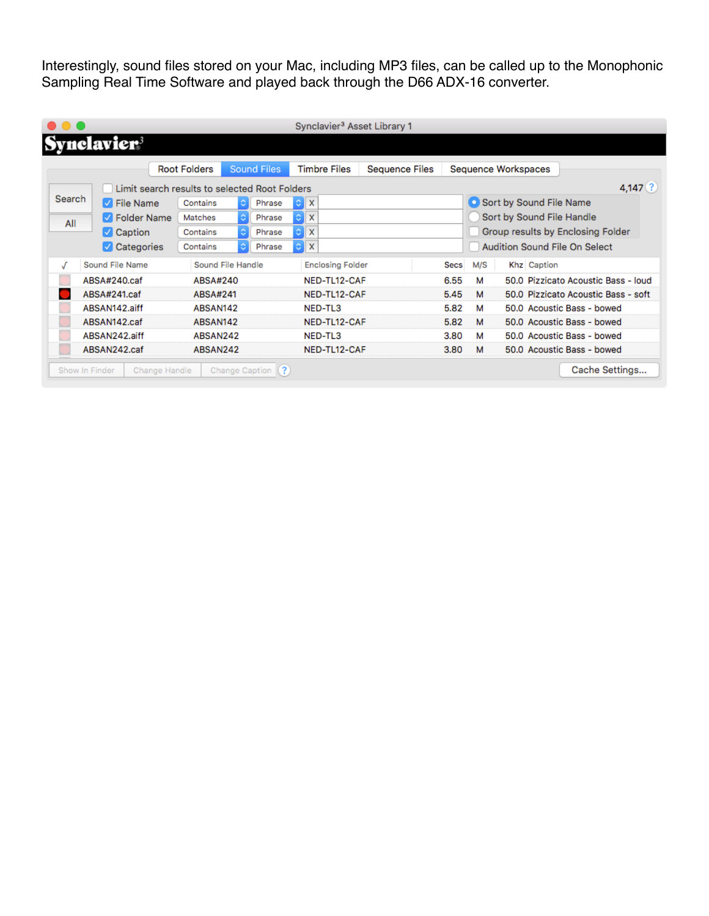Interestingly, sound files stored on your Mac, including MP3 files, can be called up to the Monophonic Sampling Real Time Software and played back through the D66 ADX-16 converter.

Synclavier³ Asset Library 1

Synclavier³

Root Folders | Sound Files | Timbre Files | Sequence Files | Sequence Workspaces

Search

All

Limit search results to selected Root Folders

File Name — Contains — Phrase — X

Folder Name — Matches — Phrase — X

Caption — Contains — Phrase — X

Categories — Contains — Phrase — X

4,147 ?

Sort by Sound File Name

Sort by Sound File Handle

Group results by Enclosing Folder

Audition Sound File On Select

| √ | Sound File Name | Sound File Handle | Enclosing Folder | Secs | M/S | Khz | Caption |
|---|---|---|---|---|---|---|---|
| | ABSA#240.caf | ABSA#240 | NED-TL12-CAF | 6.55 | M | 50.0 | Pizzicato Acoustic Bass - loud |
| | ABSA#241.caf | ABSA#241 | NED-TL12-CAF | 5.45 | M | 50.0 | Pizzicato Acoustic Bass - soft |
| | ABSAN142.aiff | ABSAN142 | NED-TL3 | 5.82 | M | 50.0 | Acoustic Bass - bowed |
| | ABSAN142.caf | ABSAN142 | NED-TL12-CAF | 5.82 | M | 50.0 | Acoustic Bass - bowed |
| | ABSAN242.aiff | ABSAN242 | NED-TL3 | 3.80 | M | 50.0 | Acoustic Bass - bowed |
| | ABSAN242.caf | ABSAN242 | NED-TL12-CAF | 3.80 | M | 50.0 | Acoustic Bass - bowed |

Show In Finder | Change Handle | Change Caption | ? | Cache Settings...